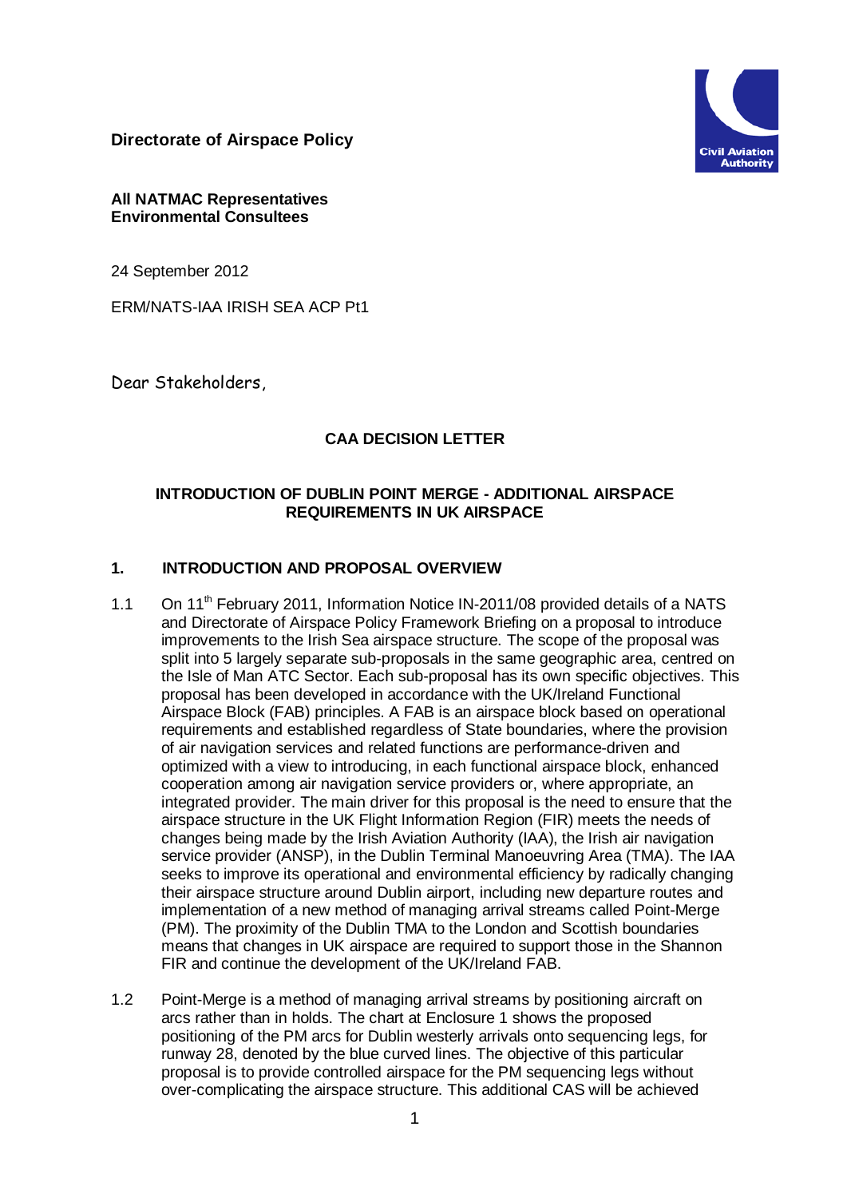**Directorate of Airspace Policy**

**All NATMAC Representatives**
**Environmental Consultees**

24 September 2012

ERM/NATS-IAA IRISH SEA ACP Pt1

Dear Stakeholders,

## CAA DECISION LETTER

### INTRODUCTION OF DUBLIN POINT MERGE - ADDITIONAL AIRSPACE REQUIREMENTS IN UK AIRSPACE

### 1. INTRODUCTION AND PROPOSAL OVERVIEW

1.1 On 11th February 2011, Information Notice IN-2011/08 provided details of a NATS and Directorate of Airspace Policy Framework Briefing on a proposal to introduce improvements to the Irish Sea airspace structure. The scope of the proposal was split into 5 largely separate sub-proposals in the same geographic area, centred on the Isle of Man ATC Sector. Each sub-proposal has its own specific objectives. This proposal has been developed in accordance with the UK/Ireland Functional Airspace Block (FAB) principles. A FAB is an airspace block based on operational requirements and established regardless of State boundaries, where the provision of air navigation services and related functions are performance-driven and optimized with a view to introducing, in each functional airspace block, enhanced cooperation among air navigation service providers or, where appropriate, an integrated provider. The main driver for this proposal is the need to ensure that the airspace structure in the UK Flight Information Region (FIR) meets the needs of changes being made by the Irish Aviation Authority (IAA), the Irish air navigation service provider (ANSP), in the Dublin Terminal Manoeuvring Area (TMA). The IAA seeks to improve its operational and environmental efficiency by radically changing their airspace structure around Dublin airport, including new departure routes and implementation of a new method of managing arrival streams called Point-Merge (PM). The proximity of the Dublin TMA to the London and Scottish boundaries means that changes in UK airspace are required to support those in the Shannon FIR and continue the development of the UK/Ireland FAB.

1.2 Point-Merge is a method of managing arrival streams by positioning aircraft on arcs rather than in holds. The chart at Enclosure 1 shows the proposed positioning of the PM arcs for Dublin westerly arrivals onto sequencing legs, for runway 28, denoted by the blue curved lines. The objective of this particular proposal is to provide controlled airspace for the PM sequencing legs without over-complicating the airspace structure. This additional CAS will be achieved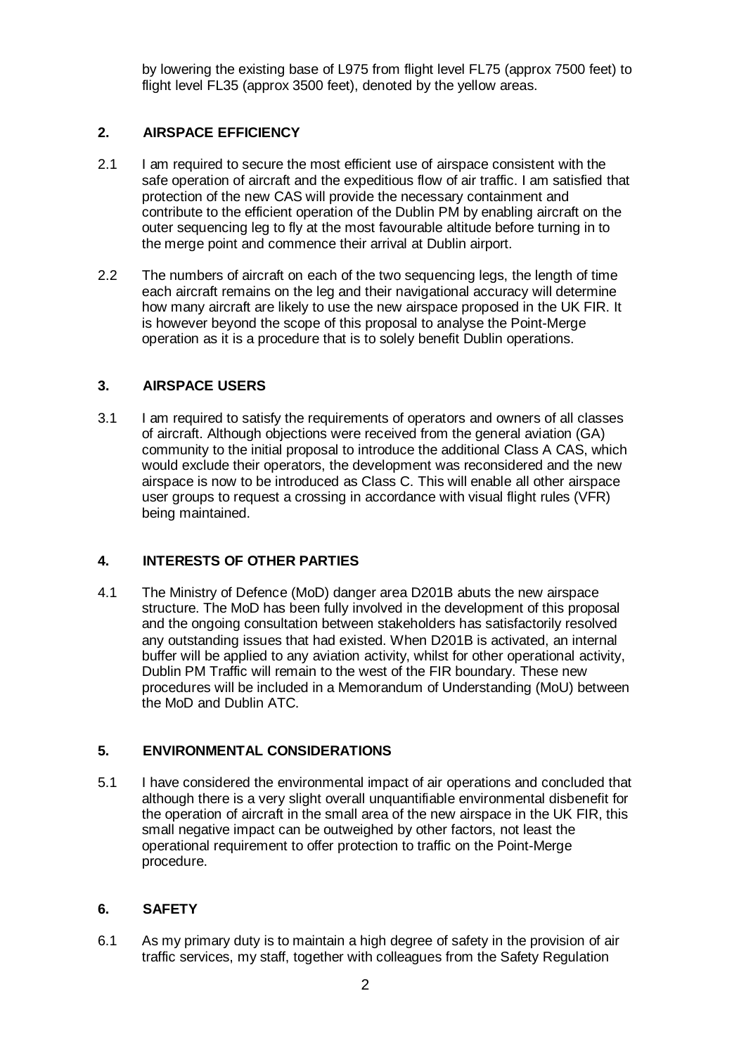by lowering the existing base of L975 from flight level FL75 (approx 7500 feet) to flight level FL35 (approx 3500 feet), denoted by the yellow areas.

## 2. AIRSPACE EFFICIENCY

2.1 I am required to secure the most efficient use of airspace consistent with the safe operation of aircraft and the expeditious flow of air traffic. I am satisfied that protection of the new CAS will provide the necessary containment and contribute to the efficient operation of the Dublin PM by enabling aircraft on the outer sequencing leg to fly at the most favourable altitude before turning in to the merge point and commence their arrival at Dublin airport.

2.2 The numbers of aircraft on each of the two sequencing legs, the length of time each aircraft remains on the leg and their navigational accuracy will determine how many aircraft are likely to use the new airspace proposed in the UK FIR. It is however beyond the scope of this proposal to analyse the Point-Merge operation as it is a procedure that is to solely benefit Dublin operations.

## 3. AIRSPACE USERS

3.1 I am required to satisfy the requirements of operators and owners of all classes of aircraft. Although objections were received from the general aviation (GA) community to the initial proposal to introduce the additional Class A CAS, which would exclude their operators, the development was reconsidered and the new airspace is now to be introduced as Class C. This will enable all other airspace user groups to request a crossing in accordance with visual flight rules (VFR) being maintained.

## 4. INTERESTS OF OTHER PARTIES

4.1 The Ministry of Defence (MoD) danger area D201B abuts the new airspace structure. The MoD has been fully involved in the development of this proposal and the ongoing consultation between stakeholders has satisfactorily resolved any outstanding issues that had existed. When D201B is activated, an internal buffer will be applied to any aviation activity, whilst for other operational activity, Dublin PM Traffic will remain to the west of the FIR boundary. These new procedures will be included in a Memorandum of Understanding (MoU) between the MoD and Dublin ATC.

## 5. ENVIRONMENTAL CONSIDERATIONS

5.1 I have considered the environmental impact of air operations and concluded that although there is a very slight overall unquantifiable environmental disbenefit for the operation of aircraft in the small area of the new airspace in the UK FIR, this small negative impact can be outweighed by other factors, not least the operational requirement to offer protection to traffic on the Point-Merge procedure.

## 6. SAFETY

6.1 As my primary duty is to maintain a high degree of safety in the provision of air traffic services, my staff, together with colleagues from the Safety Regulation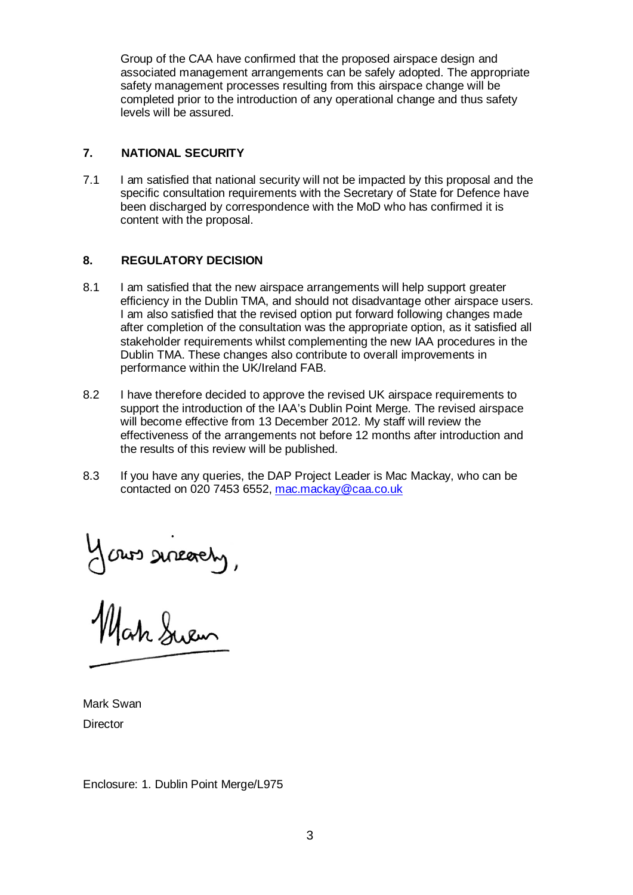Group of the CAA have confirmed that the proposed airspace design and associated management arrangements can be safely adopted. The appropriate safety management processes resulting from this airspace change will be completed prior to the introduction of any operational change and thus safety levels will be assured.

## 7. NATIONAL SECURITY

7.1 I am satisfied that national security will not be impacted by this proposal and the specific consultation requirements with the Secretary of State for Defence have been discharged by correspondence with the MoD who has confirmed it is content with the proposal.

## 8. REGULATORY DECISION

8.1 I am satisfied that the new airspace arrangements will help support greater efficiency in the Dublin TMA, and should not disadvantage other airspace users. I am also satisfied that the revised option put forward following changes made after completion of the consultation was the appropriate option, as it satisfied all stakeholder requirements whilst complementing the new IAA procedures in the Dublin TMA. These changes also contribute to overall improvements in performance within the UK/Ireland FAB.

8.2 I have therefore decided to approve the revised UK airspace requirements to support the introduction of the IAA's Dublin Point Merge. The revised airspace will become effective from 13 December 2012. My staff will review the effectiveness of the arrangements not before 12 months after introduction and the results of this review will be published.

8.3 If you have any queries, the DAP Project Leader is Mac Mackay, who can be contacted on 020 7453 6552, mac.mackay@caa.co.uk

Yours sincerely,

Mark Swan

Mark Swan
Director

Enclosure: 1. Dublin Point Merge/L975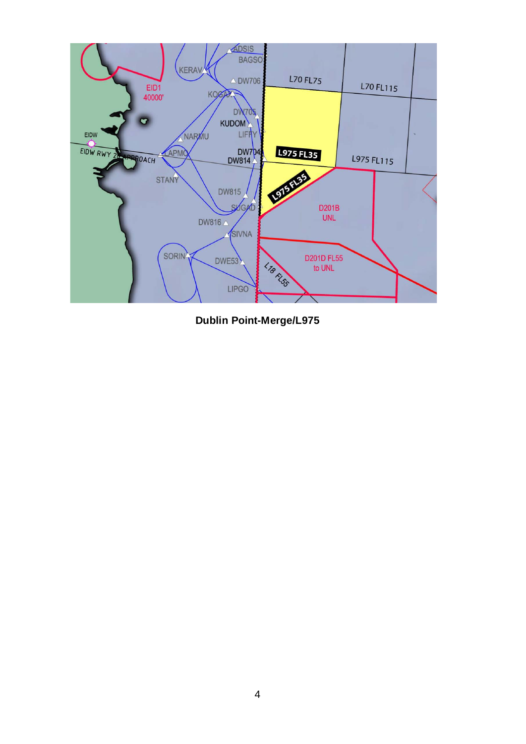ADSIS
BAGSO
KERAV
DW706
L70 FL75
L70 FL115
EID1
40000'
KOGAX
DW705
KUDOM
LIFFY
NARMU
EIDW
EIDW RWY 28 APPROACH
LAPMO
DW704
DW814
L975 FL35
L975 FL115
STANY
L975 FL35
DW815
SUGAD
D201B
UNL
DW816
SIVNA
SORIN
DWE53
D201D FL55
to UNL
L18 FL55
LIPGO

**Dublin Point-Merge/L975**